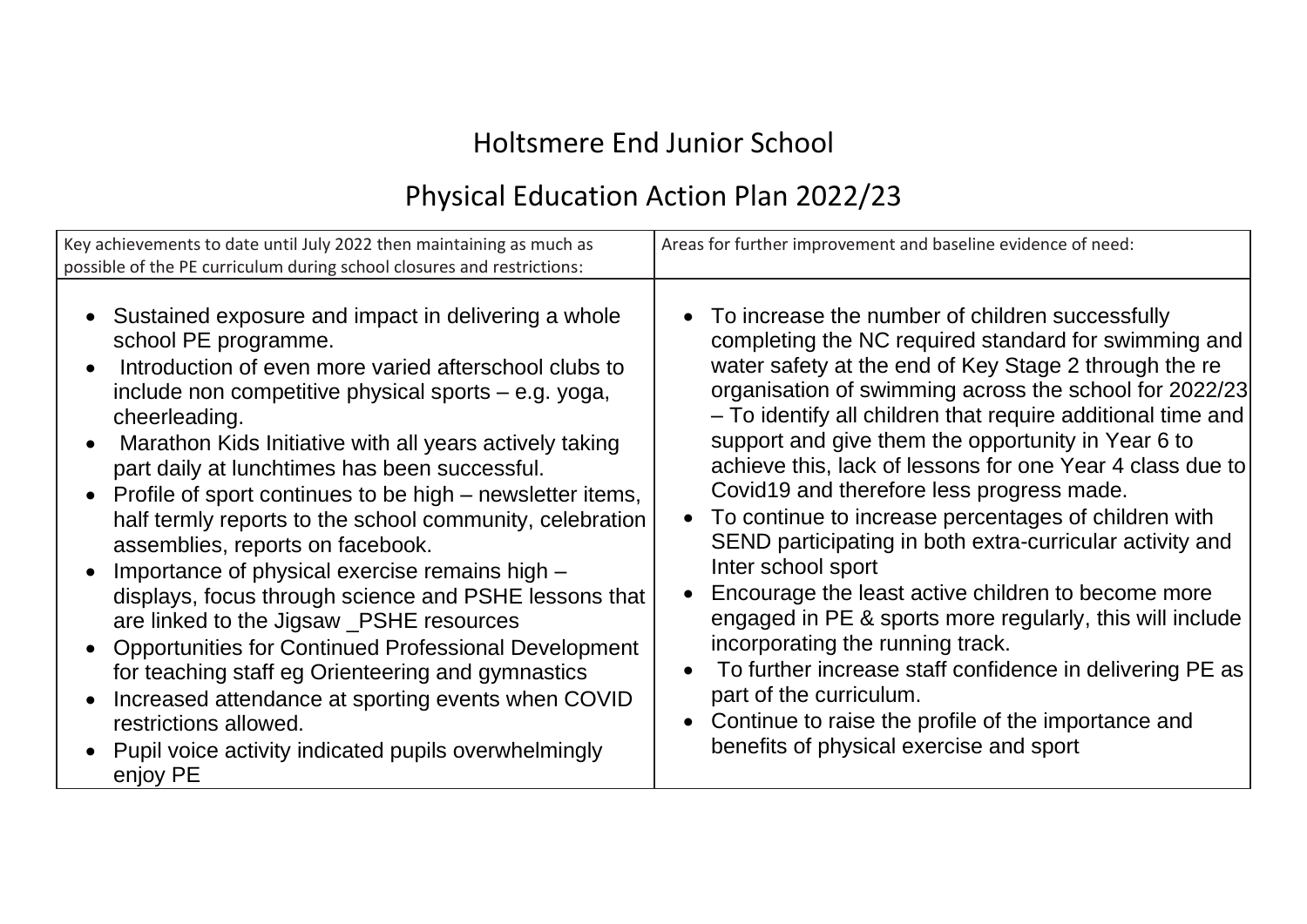# Holtsmere End Junior School

## Physical Education Action Plan 2022/23

| Key achievements to date until July 2022 then maintaining as much as possible of the PE curriculum during school closures and restrictions: | Areas for further improvement and baseline evidence of need: |
| --- | --- |
| • Sustained exposure and impact in delivering a whole school PE programme.<br>• Introduction of even more varied afterschool clubs to include non competitive physical sports – e.g. yoga, cheerleading.<br>• Marathon Kids Initiative with all years actively taking part daily at lunchtimes has been successful.<br>• Profile of sport continues to be high – newsletter items, half termly reports to the school community, celebration assemblies, reports on facebook.<br>• Importance of physical exercise remains high – displays, focus through science and PSHE lessons that are linked to the Jigsaw _PSHE resources<br>• Opportunities for Continued Professional Development for teaching staff eg Orienteering and gymnastics<br>• Increased attendance at sporting events when COVID restrictions allowed.<br>• Pupil voice activity indicated pupils overwhelmingly enjoy PE | • To increase the number of children successfully completing the NC required standard for swimming and water safety at the end of Key Stage 2 through the re organisation of swimming across the school for 2022/23 – To identify all children that require additional time and support and give them the opportunity in Year 6 to achieve this, lack of lessons for one Year 4 class due to Covid19 and therefore less progress made.<br>• To continue to increase percentages of children with SEND participating in both extra-curricular activity and Inter school sport<br>• Encourage the least active children to become more engaged in PE & sports more regularly, this will include incorporating the running track.<br>• To further increase staff confidence in delivering PE as part of the curriculum.<br>• Continue to raise the profile of the importance and benefits of physical exercise and sport |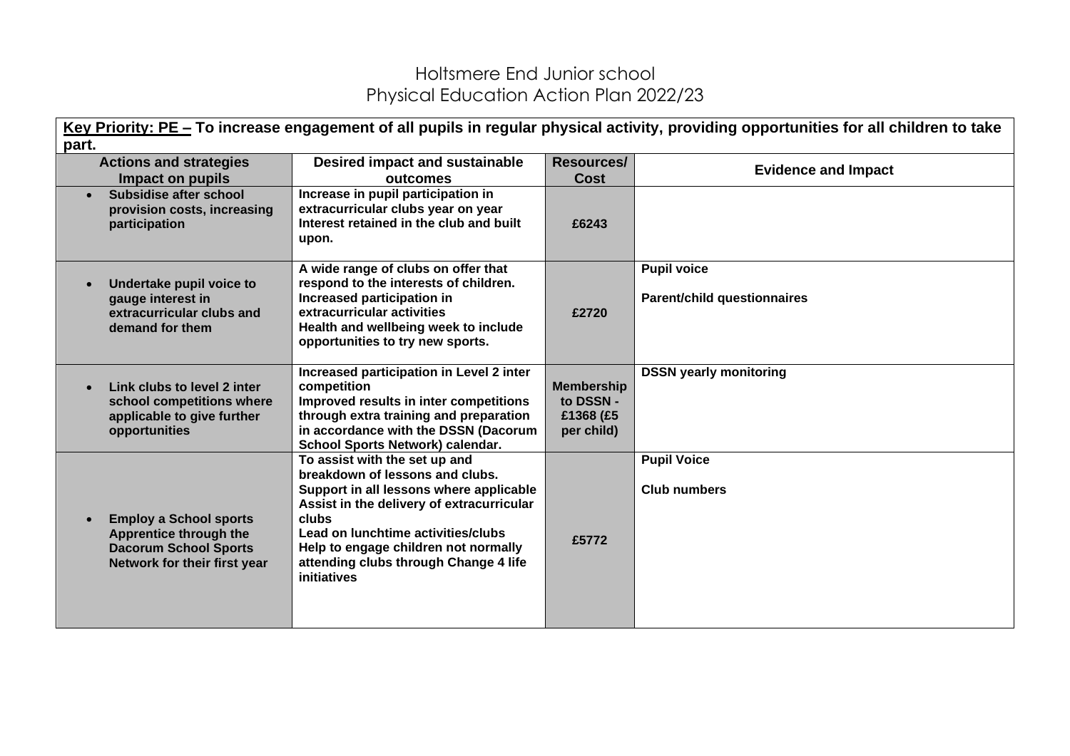# Holtsmere End Junior school
## Physical Education Action Plan 2022/23

**Key Priority: PE – To increase engagement of all pupils in regular physical activity, providing opportunities for all children to take part.**

| Actions and strategies Impact on pupils | Desired impact and sustainable outcomes | Resources/ Cost | Evidence and Impact |
|---|---|---|---|
| • Subsidise after school provision costs, increasing participation | Increase in pupil participation in extracurricular clubs year on year<br>Interest retained in the club and built upon. | £6243 | |
| • Undertake pupil voice to gauge interest in extracurricular clubs and demand for them | A wide range of clubs on offer that respond to the interests of children.<br>Increased participation in extracurricular activities<br>Health and wellbeing week to include opportunities to try new sports. | £2720 | Pupil voice<br><br>Parent/child questionnaires |
| • Link clubs to level 2 inter school competitions where applicable to give further opportunities | Increased participation in Level 2 inter competition<br>Improved results in inter competitions through extra training and preparation in accordance with the DSSN (Dacorum School Sports Network) calendar. | Membership to DSSN - £1368 (£5 per child) | DSSN yearly monitoring |
| • Employ a School sports Apprentice through the Dacorum School Sports Network for their first year | To assist with the set up and breakdown of lessons and clubs.<br>Support in all lessons where applicable<br>Assist in the delivery of extracurricular clubs<br>Lead on lunchtime activities/clubs<br>Help to engage children not normally attending clubs through Change 4 life initiatives | £5772 | Pupil Voice<br><br>Club numbers |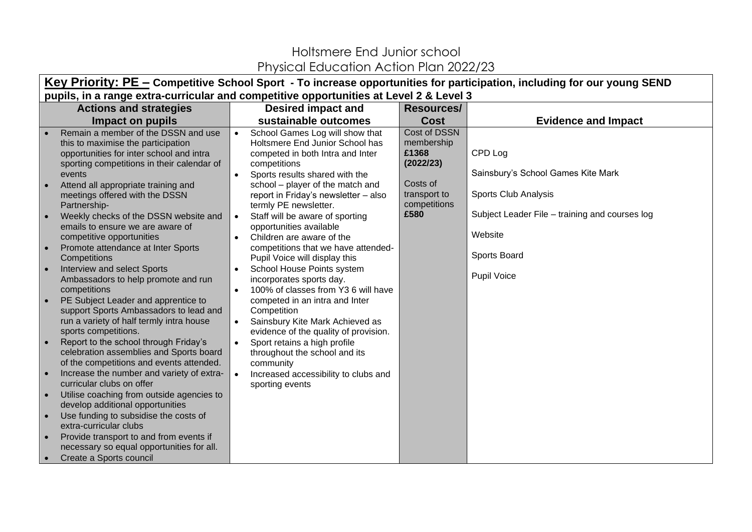Holtsmere End Junior school
Physical Education Action Plan 2022/23

| **Key Priority: PE – Competitive School Sport - To increase opportunities for participation, including for our young SEND pupils, in a range extra-curricular and competitive opportunities at Level 2 & Level 3** | | | |
|---|---|---|---|
| **Actions and strategies Impact on pupils** | **Desired impact and sustainable outcomes** | **Resources/ Cost** | **Evidence and Impact** |
| • Remain a member of the DSSN and use this to maximise the participation opportunities for inter school and intra sporting competitions in their calendar of events<br>• Attend all appropriate training and meetings offered with the DSSN Partnership-<br>• Weekly checks of the DSSN website and emails to ensure we are aware of competitive opportunities<br>• Promote attendance at Inter Sports Competitions<br>• Interview and select Sports Ambassadors to help promote and run competitions<br>• PE Subject Leader and apprentice to support Sports Ambassadors to lead and run a variety of half termly intra house sports competitions.<br>• Report to the school through Friday's celebration assemblies and Sports board of the competitions and events attended.<br>• Increase the number and variety of extra-curricular clubs on offer<br>• Utilise coaching from outside agencies to develop additional opportunities<br>• Use funding to subsidise the costs of extra-curricular clubs<br>• Provide transport to and from events if necessary so equal opportunities for all.<br>• Create a Sports council | • School Games Log will show that Holtsmere End Junior School has competed in both Intra and Inter competitions<br>• Sports results shared with the school – player of the match and report in Friday's newsletter – also termly PE newsletter.<br>• Staff will be aware of sporting opportunities available<br>• Children are aware of the competitions that we have attended- Pupil Voice will display this<br>• School House Points system incorporates sports day.<br>• 100% of classes from Y3 6 will have competed in an intra and Inter Competition<br>• Sainsbury Kite Mark Achieved as evidence of the quality of provision.<br>• Sport retains a high profile throughout the school and its community<br>• Increased accessibility to clubs and sporting events | Cost of DSSN membership **£1368 (2022/23)**<br><br>Costs of transport to competitions **£580** | CPD Log<br><br>Sainsbury's School Games Kite Mark<br><br>Sports Club Analysis<br><br>Subject Leader File – training and courses log<br><br>Website<br><br>Sports Board<br><br>Pupil Voice |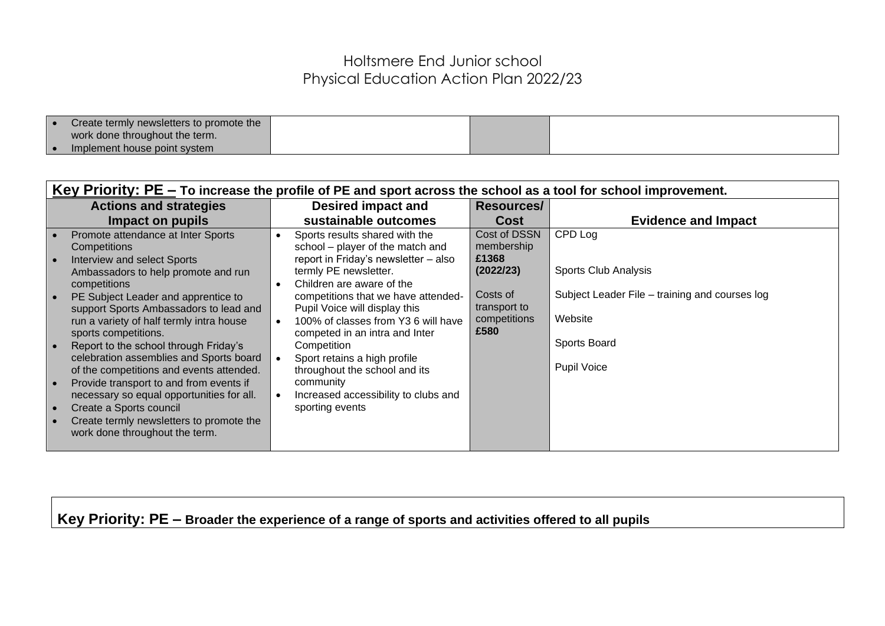# Holtsmere End Junior school
## Physical Education Action Plan 2022/23

| | | | |
|---|---|---|---|
| • Create termly newsletters to promote the work done throughout the term.<br>• Implement house point system | | | |

| **Key Priority: PE – To increase the profile of PE and sport across the school as a tool for school improvement.** | | | |
|---|---|---|---|
| **Actions and strategies Impact on pupils** | **Desired impact and sustainable outcomes** | **Resources/ Cost** | **Evidence and Impact** |
| • Promote attendance at Inter Sports Competitions<br>• Interview and select Sports Ambassadors to help promote and run competitions<br>• PE Subject Leader and apprentice to support Sports Ambassadors to lead and run a variety of half termly intra house sports competitions.<br>• Report to the school through Friday's celebration assemblies and Sports board of the competitions and events attended.<br>• Provide transport to and from events if necessary so equal opportunities for all.<br>• Create a Sports council<br>• Create termly newsletters to promote the work done throughout the term. | • Sports results shared with the school – player of the match and report in Friday's newsletter – also termly PE newsletter.<br>• Children are aware of the competitions that we have attended- Pupil Voice will display this<br>• 100% of classes from Y3 6 will have competed in an intra and Inter Competition<br>• Sport retains a high profile throughout the school and its community<br>• Increased accessibility to clubs and sporting events | Cost of DSSN membership **£1368 (2022/23)**<br><br>Costs of transport to competitions **£580** | CPD Log<br><br>Sports Club Analysis<br><br>Subject Leader File – training and courses log<br><br>Website<br><br>Sports Board<br><br>Pupil Voice |

**Key Priority: PE – Broader the experience of a range of sports and activities offered to all pupils**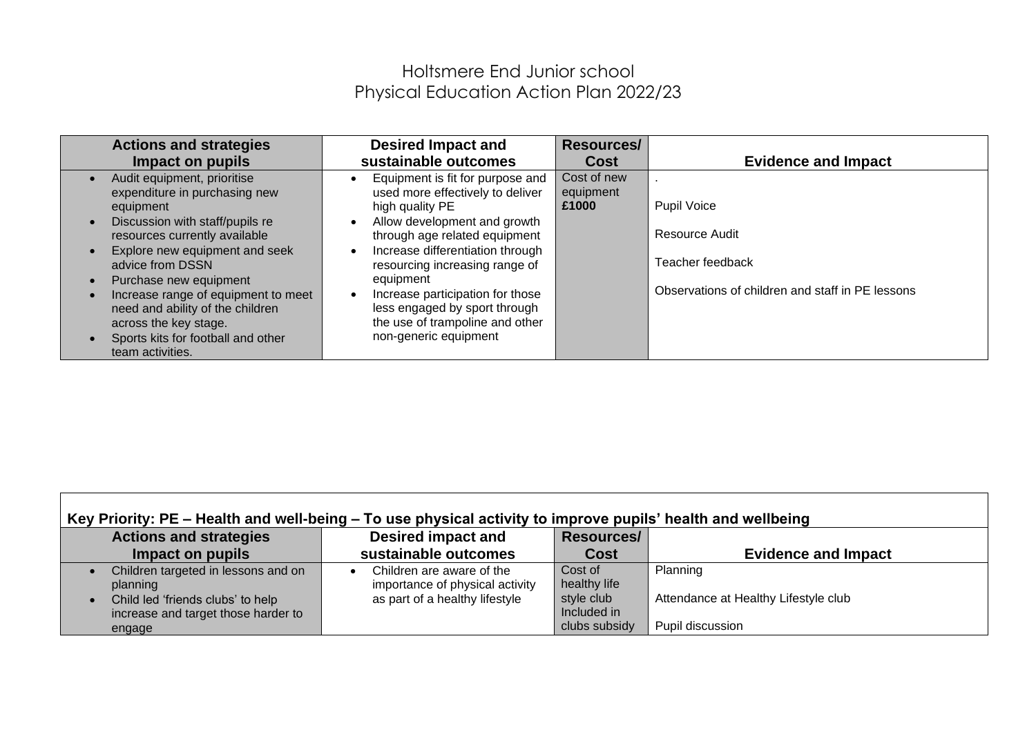Holtsmere End Junior school
Physical Education Action Plan 2022/23

| Actions and strategies Impact on pupils | Desired Impact and sustainable outcomes | Resources/ Cost | Evidence and Impact |
|---|---|---|---|
| • Audit equipment, prioritise expenditure in purchasing new equipment<br>• Discussion with staff/pupils re resources currently available<br>• Explore new equipment and seek advice from DSSN<br>• Purchase new equipment<br>• Increase range of equipment to meet need and ability of the children across the key stage.<br>• Sports kits for football and other team activities. | • Equipment is fit for purpose and used more effectively to deliver high quality PE<br>• Allow development and growth through age related equipment<br>• Increase differentiation through resourcing increasing range of equipment<br>• Increase participation for those less engaged by sport through the use of trampoline and other non-generic equipment | Cost of new equipment **£1000** | .<br>Pupil Voice<br>Resource Audit<br>Teacher feedback<br>Observations of children and staff in PE lessons |

| **Key Priority: PE – Health and well-being – To use physical activity to improve pupils' health and wellbeing** | | | |
|---|---|---|---|
| **Actions and strategies Impact on pupils** | **Desired impact and sustainable outcomes** | **Resources/ Cost** | **Evidence and Impact** |
| • Children targeted in lessons and on planning<br>• Child led 'friends clubs' to help increase and target those harder to engage | • Children are aware of the importance of physical activity as part of a healthy lifestyle | Cost of healthy life style club Included in clubs subsidy | Planning<br>Attendance at Healthy Lifestyle club<br>Pupil discussion |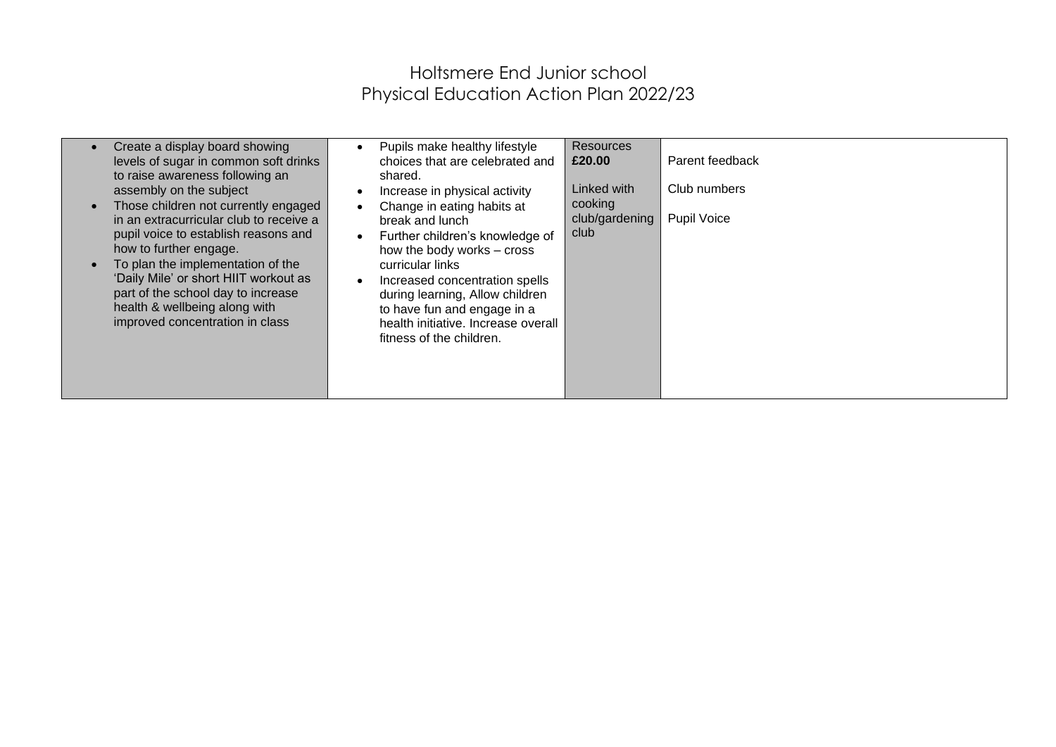# Holtsmere End Junior school
## Physical Education Action Plan 2022/23

| | | | |
|---|---|---|---|
| • Create a display board showing levels of sugar in common soft drinks to raise awareness following an assembly on the subject<br>• Those children not currently engaged in an extracurricular club to receive a pupil voice to establish reasons and how to further engage.<br>• To plan the implementation of the 'Daily Mile' or short HIIT workout as part of the school day to increase health & wellbeing along with improved concentration in class | • Pupils make healthy lifestyle choices that are celebrated and shared.<br>• Increase in physical activity<br>• Change in eating habits at break and lunch<br>• Further children's knowledge of how the body works – cross curricular links<br>• Increased concentration spells during learning, Allow children to have fun and engage in a health initiative. Increase overall fitness of the children. | Resources **£20.00**<br><br>Linked with cooking club/gardening club | Parent feedback<br><br>Club numbers<br><br>Pupil Voice |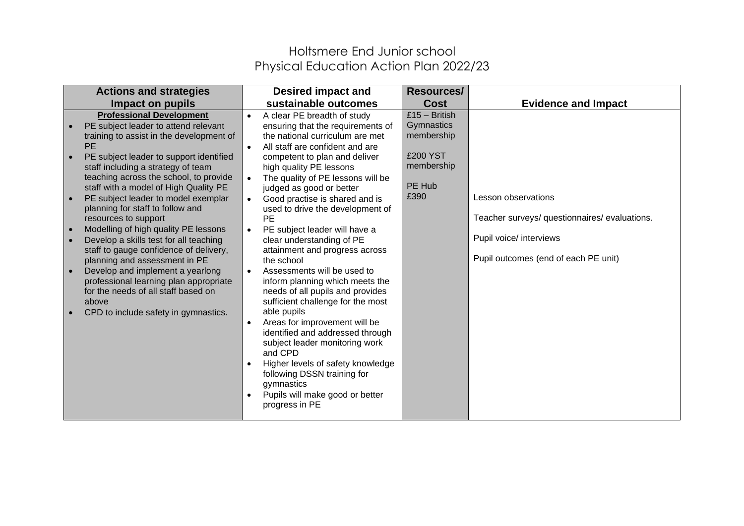# Holtsmere End Junior school
## Physical Education Action Plan 2022/23

| Actions and strategies Impact on pupils | Desired impact and sustainable outcomes | Resources/ Cost | Evidence and Impact |
|---|---|---|---|
| **Professional Development**<br>• PE subject leader to attend relevant training to assist in the development of PE<br>• PE subject leader to support identified staff including a strategy of team teaching across the school, to provide staff with a model of High Quality PE<br>• PE subject leader to model exemplar planning for staff to follow and resources to support<br>• Modelling of high quality PE lessons<br>• Develop a skills test for all teaching staff to gauge confidence of delivery, planning and assessment in PE<br>• Develop and implement a yearlong professional learning plan appropriate for the needs of all staff based on above<br>• CPD to include safety in gymnastics. | • A clear PE breadth of study ensuring that the requirements of the national curriculum are met<br>• All staff are confident and are competent to plan and deliver high quality PE lessons<br>• The quality of PE lessons will be judged as good or better<br>• Good practise is shared and is used to drive the development of PE<br>• PE subject leader will have a clear understanding of PE attainment and progress across the school<br>• Assessments will be used to inform planning which meets the needs of all pupils and provides sufficient challenge for the most able pupils<br>• Areas for improvement will be identified and addressed through subject leader monitoring work and CPD<br>• Higher levels of safety knowledge following DSSN training for gymnastics<br>• Pupils will make good or better progress in PE | £15 – British Gymnastics membership<br><br>£200 YST membership<br><br>PE Hub £390 | Lesson observations<br><br>Teacher surveys/ questionnaires/ evaluations.<br><br>Pupil voice/ interviews<br><br>Pupil outcomes (end of each PE unit) |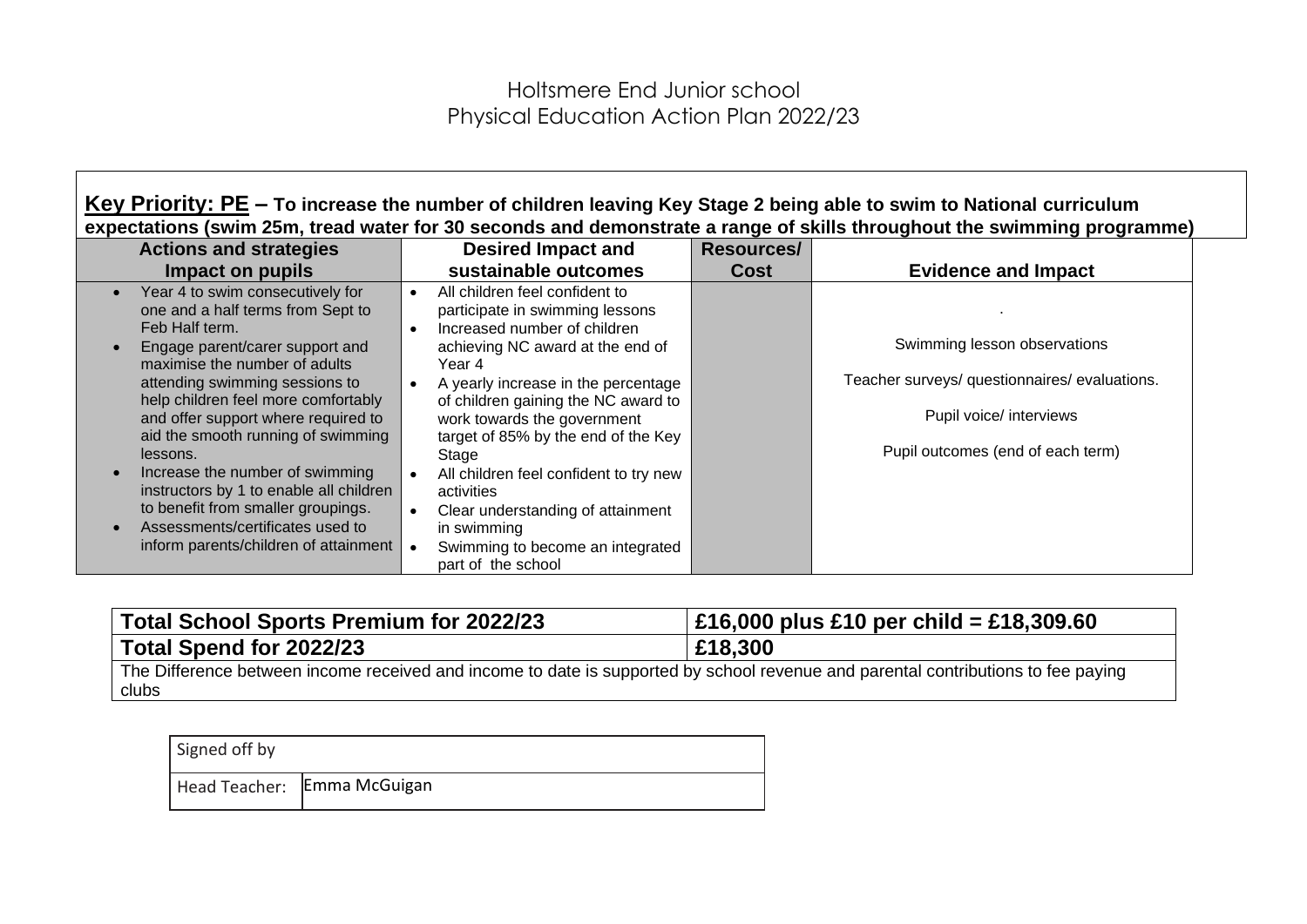# Holtsmere End Junior school
# Physical Education Action Plan 2022/23

**Key Priority: PE – To increase the number of children leaving Key Stage 2 being able to swim to National curriculum expectations (swim 25m, tread water for 30 seconds and demonstrate a range of skills throughout the swimming programme)**

| Actions and strategies Impact on pupils | Desired Impact and sustainable outcomes | Resources/ Cost | Evidence and Impact |
|---|---|---|---|
| • Year 4 to swim consecutively for one and a half terms from Sept to Feb Half term.<br>• Engage parent/carer support and maximise the number of adults attending swimming sessions to help children feel more comfortably and offer support where required to aid the smooth running of swimming lessons.<br>• Increase the number of swimming instructors by 1 to enable all children to benefit from smaller groupings.<br>• Assessments/certificates used to inform parents/children of attainment | • All children feel confident to participate in swimming lessons<br>• Increased number of children achieving NC award at the end of Year 4<br>• A yearly increase in the percentage of children gaining the NC award to work towards the government target of 85% by the end of the Key Stage<br>• All children feel confident to try new activities<br>• Clear understanding of attainment in swimming<br>• Swimming to become an integrated part of the school | | .<br><br>Swimming lesson observations<br><br>Teacher surveys/ questionnaires/ evaluations.<br><br>Pupil voice/ interviews<br><br>Pupil outcomes (end of each term) |

| **Total School Sports Premium for 2022/23** | **£16,000 plus £10 per child = £18,309.60** |
|---|---|
| **Total Spend for 2022/23** | **£18,300** |
| The Difference between income received and income to date is supported by school revenue and parental contributions to fee paying clubs | |

| Signed off by | |
|---|---|
| Head Teacher: | Emma McGuigan |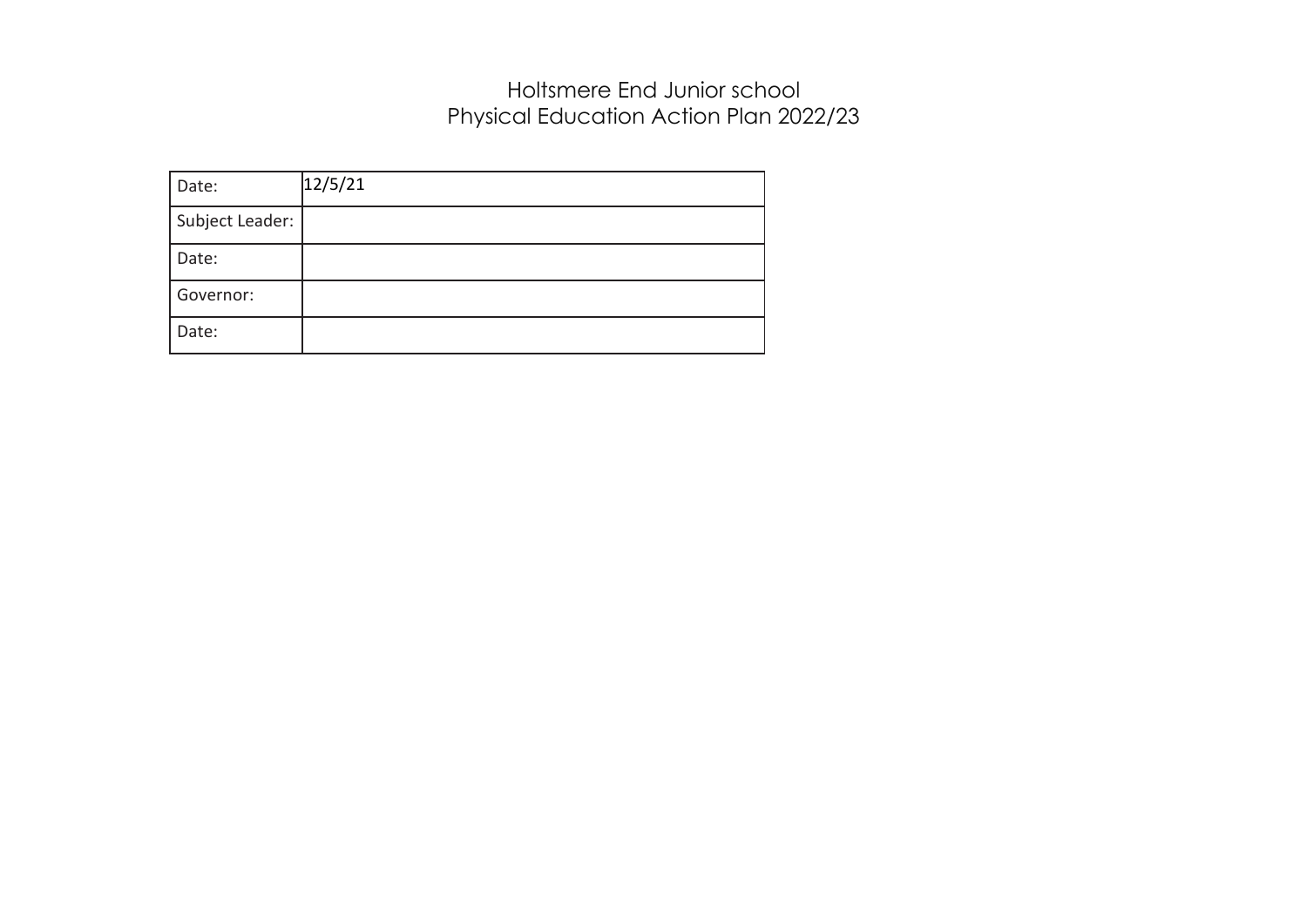# Holtsmere End Junior school
## Physical Education Action Plan 2022/23

| | |
|---|---|
| Date: | 12/5/21 |
| Subject Leader: | |
| Date: | |
| Governor: | |
| Date: | |